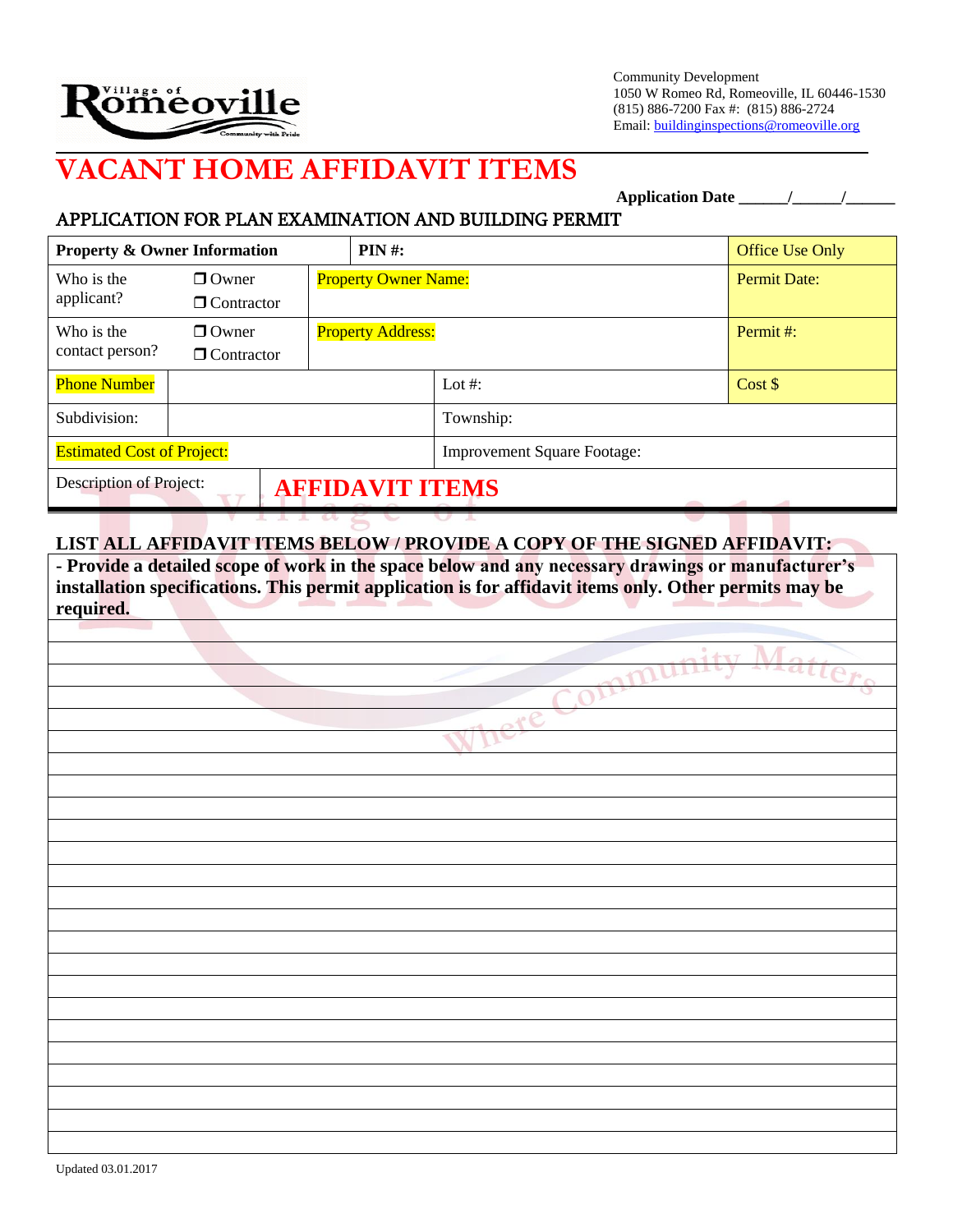Community Development
1050 W Romeo Rd, Romeoville, IL 60446-1530
(815) 886-7200 Fax #: (815) 886-2724
Email: buildinginspections@romeoville.org

# VACANT HOME AFFIDAVIT ITEMS

**Application Date** ______/______/______

## APPLICATION FOR PLAN EXAMINATION AND BUILDING PERMIT

| **Property & Owner Information** | | **PIN #:** | | Office Use Only |
|---|---|---|---|---|
| Who is the applicant? | ❒ Owner ❒ Contractor | Property Owner Name: | | Permit Date: |
| Who is the contact person? | ❒ Owner ❒ Contractor | Property Address: | | Permit #: |
| Phone Number | | Lot #: | | Cost $ |
| Subdivision: | | Township: | | |
| Estimated Cost of Project: | | Improvement Square Footage: | | |
| Description of Project: | **AFFIDAVIT ITEMS** | | | |

**LIST ALL AFFIDAVIT ITEMS BELOW / PROVIDE A COPY OF THE SIGNED AFFIDAVIT:**

**- Provide a detailed scope of work in the space below and any necessary drawings or manufacturer's installation specifications. This permit application is for affidavit items only. Other permits may be required.**

Updated 03.01.2017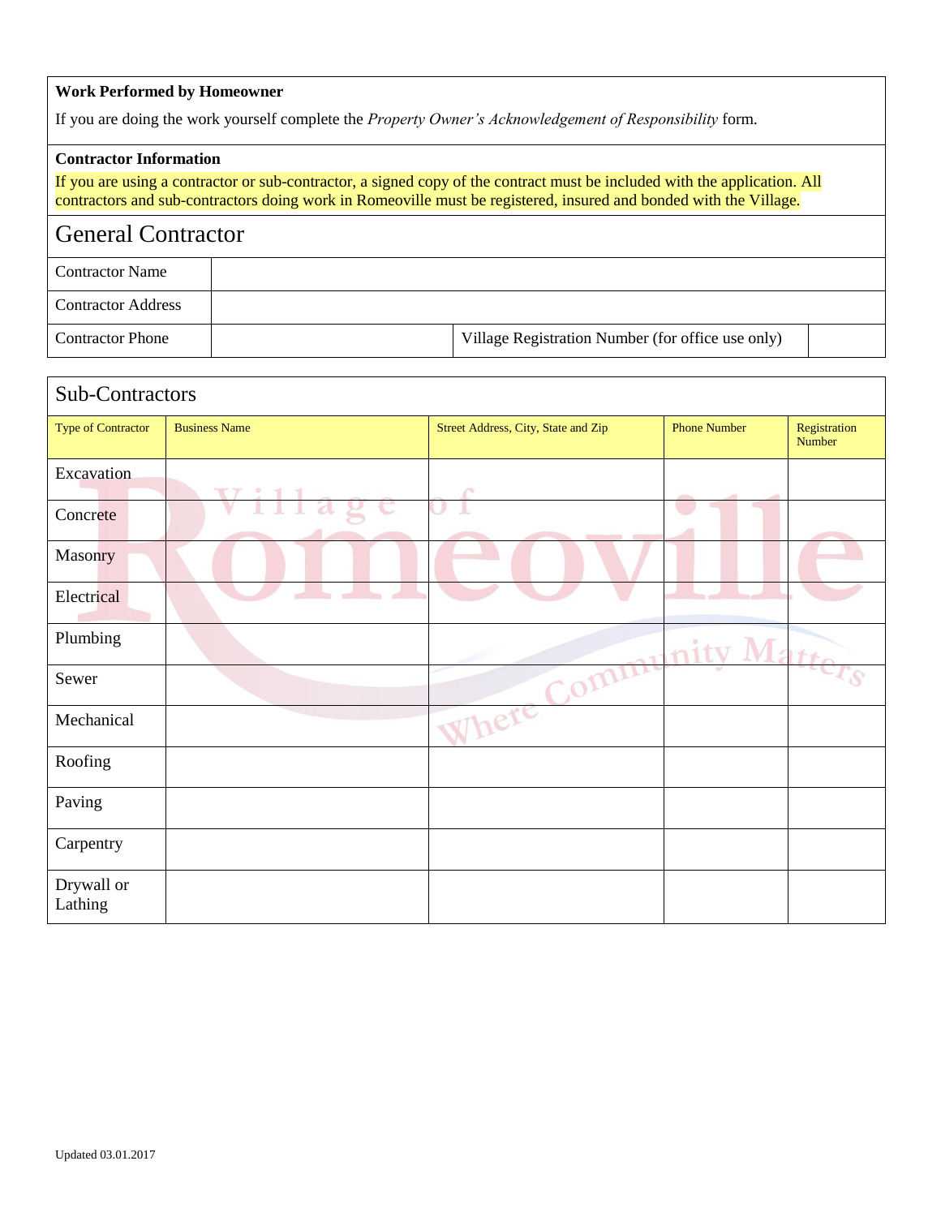**Work Performed by Homeowner**

If you are doing the work yourself complete the *Property Owner's Acknowledgement of Responsibility* form.

**Contractor Information**

If you are using a contractor or sub-contractor, a signed copy of the contract must be included with the application. All contractors and sub-contractors doing work in Romeoville must be registered, insured and bonded with the Village.

## General Contractor

| | | | |
|---|---|---|---|
| Contractor Name | | | |
| Contractor Address | | | |
| Contractor Phone | | Village Registration Number (for office use only) | |

## Sub-Contractors

| Type of Contractor | Business Name | Street Address, City, State and Zip | Phone Number | Registration Number |
|---|---|---|---|---|
| Excavation | | | | |
| Concrete | | | | |
| Masonry | | | | |
| Electrical | | | | |
| Plumbing | | | | |
| Sewer | | | | |
| Mechanical | | | | |
| Roofing | | | | |
| Paving | | | | |
| Carpentry | | | | |
| Drywall or Lathing | | | | |

Updated 03.01.2017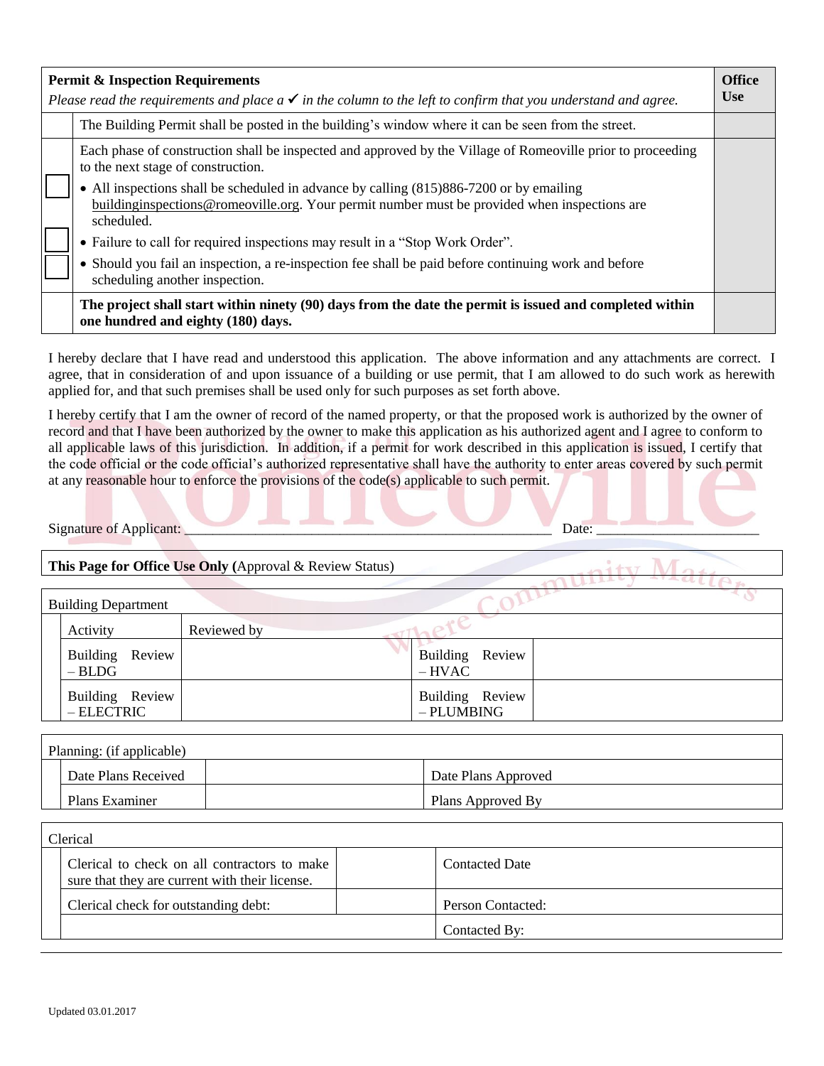| | **Permit & Inspection Requirements**<br>*Please read the requirements and place a ✔ in the column to the left to confirm that you understand and agree.* | **Office Use** |
|---|---|---|
| | The Building Permit shall be posted in the building's window where it can be seen from the street. | |
| ☐<br>☐<br>☐ | Each phase of construction shall be inspected and approved by the Village of Romeoville prior to proceeding to the next stage of construction.<br>• All inspections shall be scheduled in advance by calling (815)886-7200 or by emailing buildinginspections@romeoville.org. Your permit number must be provided when inspections are scheduled.<br>• Failure to call for required inspections may result in a "Stop Work Order".<br>• Should you fail an inspection, a re-inspection fee shall be paid before continuing work and before scheduling another inspection. | |
| | **The project shall start within ninety (90) days from the date the permit is issued and completed within one hundred and eighty (180) days.** | |

I hereby declare that I have read and understood this application. The above information and any attachments are correct. I agree, that in consideration of and upon issuance of a building or use permit, that I am allowed to do such work as herewith applied for, and that such premises shall be used only for such purposes as set forth above.

I hereby certify that I am the owner of record of the named property, or that the proposed work is authorized by the owner of record and that I have been authorized by the owner to make this application as his authorized agent and I agree to conform to all applicable laws of this jurisdiction. In addition, if a permit for work described in this application is issued, I certify that the code official or the code official's authorized representative shall have the authority to enter areas covered by such permit at any reasonable hour to enforce the provisions of the code(s) applicable to such permit.

Signature of Applicant: ______________________________________________ Date: ____________________

**This Page for Office Use Only (**Approval & Review Status)

| Building Department | | | |
|---|---|---|---|
| Activity | Reviewed by | | |
| Building Review – BLDG | | Building Review – HVAC | |
| Building Review – ELECTRIC | | Building Review – PLUMBING | |

| Planning: (if applicable) | | |
|---|---|---|
| Date Plans Received | | Date Plans Approved |
| Plans Examiner | | Plans Approved By |

| Clerical | | |
|---|---|---|
| Clerical to check on all contractors to make sure that they are current with their license. | | Contacted Date |
| Clerical check for outstanding debt: | | Person Contacted: |
| | | Contacted By: |

Updated 03.01.2017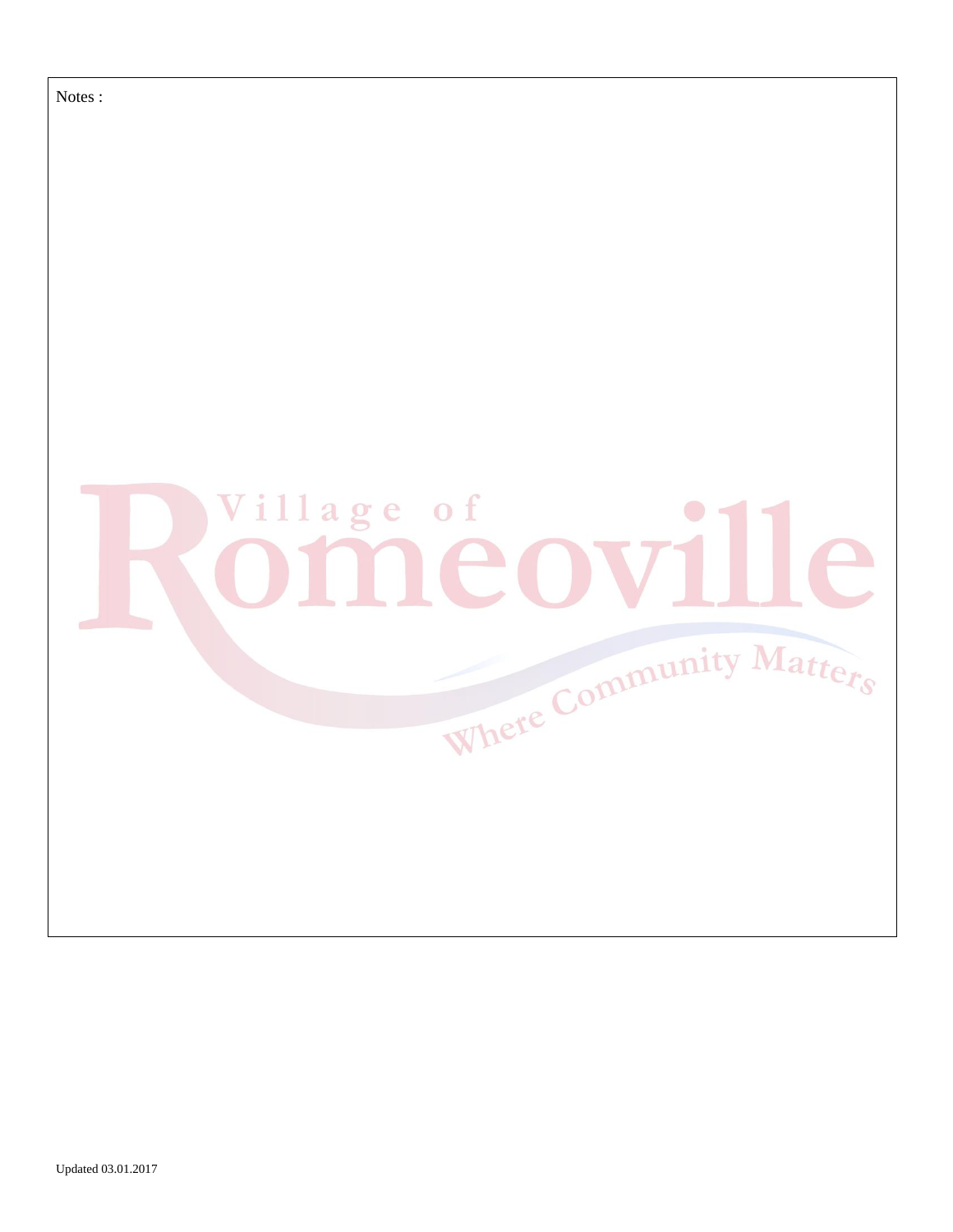Notes :

Updated 03.01.2017